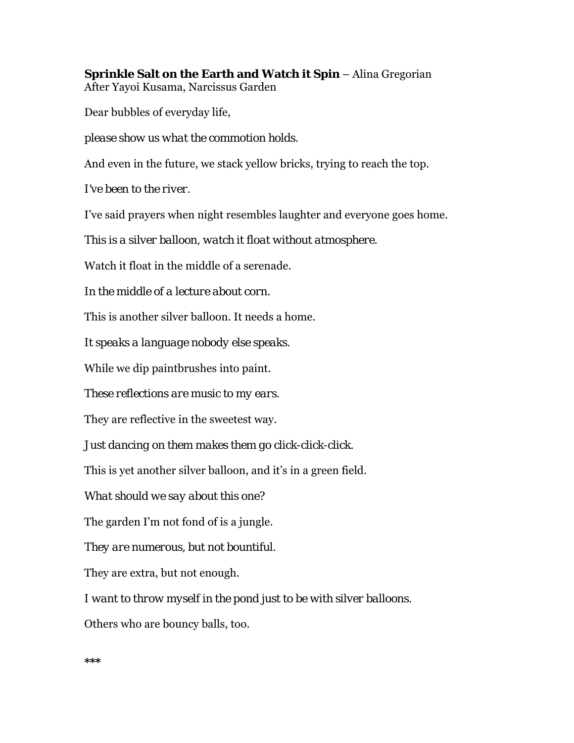**Sprinkle Salt on the Earth and Watch it Spin** – Alina Gregorian
After Yayoi Kusama, Narcissus Garden

Dear bubbles of everyday life,

*please show us what the commotion holds.*

And even in the future, we stack yellow bricks, trying to reach the top.

*I've been to the river.*

I've said prayers when night resembles laughter and everyone goes home.

*This is a silver balloon, watch it float without atmosphere.*

Watch it float in the middle of a serenade.

*In the middle of a lecture about corn.*

This is another silver balloon. It needs a home.

*It speaks a language nobody else speaks.*

While we dip paintbrushes into paint.

*These reflections are music to my ears.*

They are reflective in the sweetest way.

*Just dancing on them makes them go click-click-click.*

This is yet another silver balloon, and it's in a green field.

*What should we say about this one?*

The garden I'm not fond of is a jungle.

*They are numerous, but not bountiful.*

They are extra, but not enough.

*I want to throw myself in the pond just to be with silver balloons.*

Others who are bouncy balls, too.

***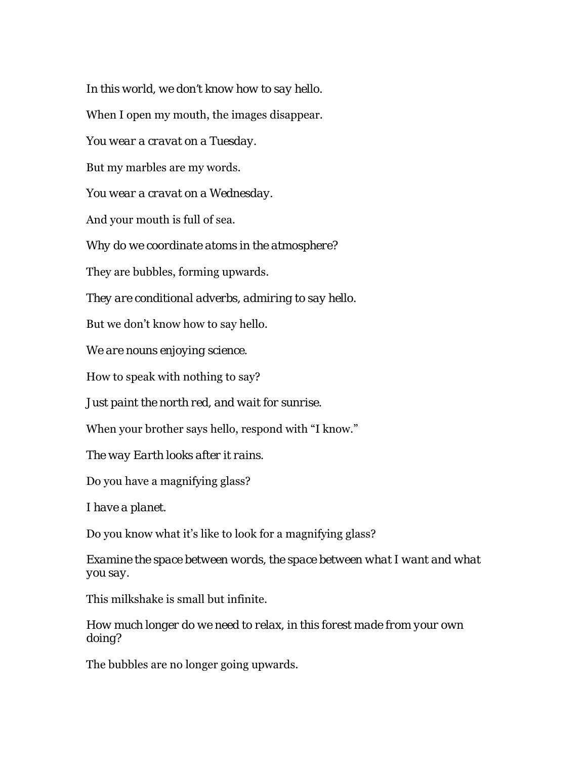*In this world, we don't know how to say hello.*

When I open my mouth, the images disappear.

*You wear a cravat on a Tuesday.*

But my marbles are my words.

*You wear a cravat on a Wednesday.*

And your mouth is full of sea.

*Why do we coordinate atoms in the atmosphere?*

They are bubbles, forming upwards.

*They are conditional adverbs, admiring to say hello.*

But we don't know how to say hello.

*We are nouns enjoying science.*

How to speak with nothing to say?

*Just paint the north red, and wait for sunrise.*

When your brother says hello, respond with "I know."

*The way Earth looks after it rains.*

Do you have a magnifying glass?

*I have a planet.*

Do you know what it's like to look for a magnifying glass?

*Examine the space between words, the space between what I want and what you say.*

This milkshake is small but infinite.

*How much longer do we need to relax, in this forest made from your own doing?*

The bubbles are no longer going upwards.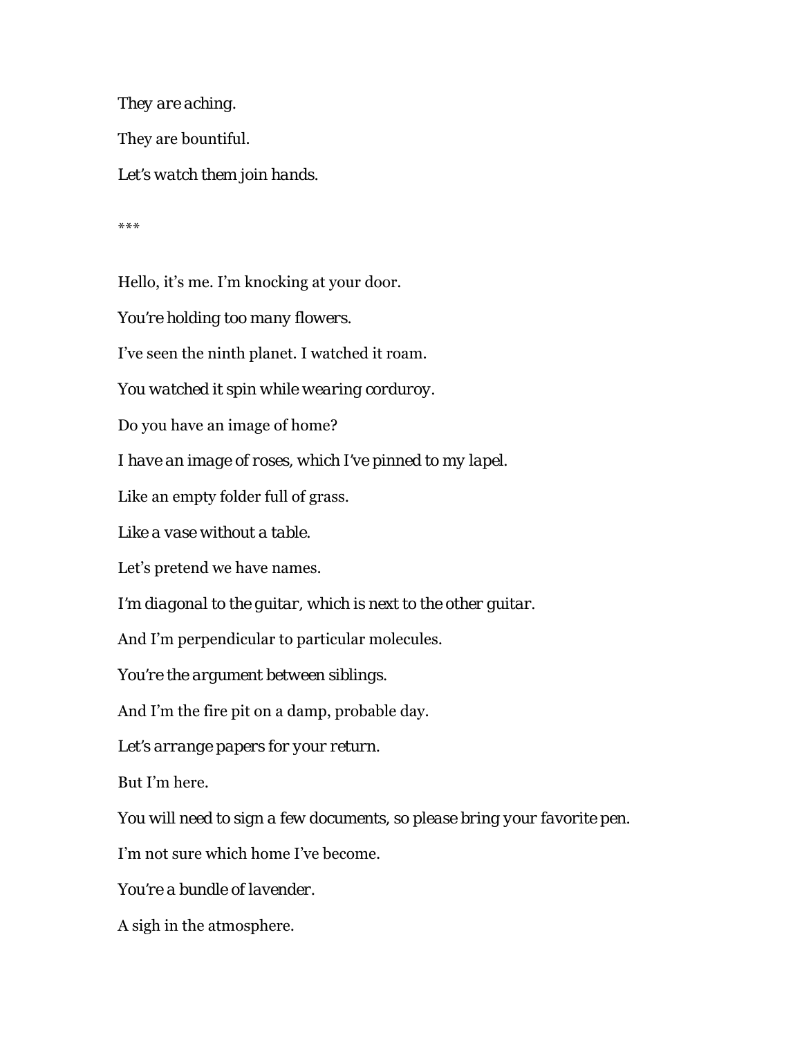*They are aching.*

They are bountiful.

*Let's watch them join hands.*

\*\*\*

Hello, it's me. I'm knocking at your door.

*You're holding too many flowers.*

I've seen the ninth planet. I watched it roam.

*You watched it spin while wearing corduroy.*

Do you have an image of home?

*I have an image of roses, which I've pinned to my lapel.*

Like an empty folder full of grass.

*Like a vase without a table.*

Let's pretend we have names.

*I'm diagonal to the guitar, which is next to the other guitar.*

And I'm perpendicular to particular molecules.

*You're the argument between siblings.*

And I'm the fire pit on a damp, probable day.

*Let's arrange papers for your return.*

But I'm here.

*You will need to sign a few documents, so please bring your favorite pen.*

I'm not sure which home I've become.

*You're a bundle of lavender.*

A sigh in the atmosphere.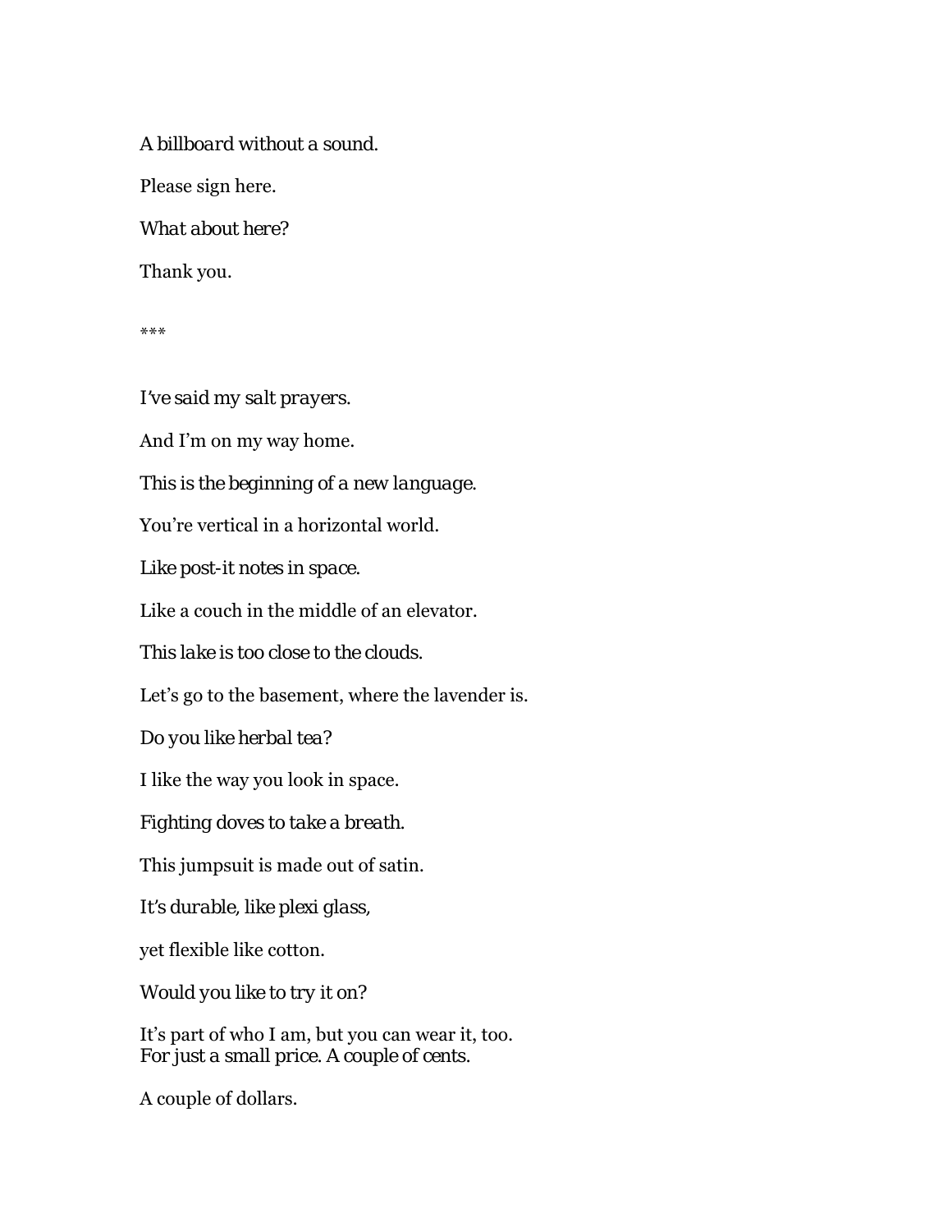*A billboard without a sound.*

Please sign here.

*What about here?*

Thank you.

***

*I've said my salt prayers.*

And I'm on my way home.

*This is the beginning of a new language.*

You're vertical in a horizontal world.

*Like post-it notes in space.*

Like a couch in the middle of an elevator.

*This lake is too close to the clouds.*

Let's go to the basement, where the lavender is.

*Do you like herbal tea?*

I like the way you look in space.

*Fighting doves to take a breath.*

This jumpsuit is made out of satin.

*It's durable, like plexi glass,*

yet flexible like cotton.

*Would you like to try it on?*

It's part of who I am, but you can wear it, too.
*For just a small price. A couple of cents.*

A couple of dollars.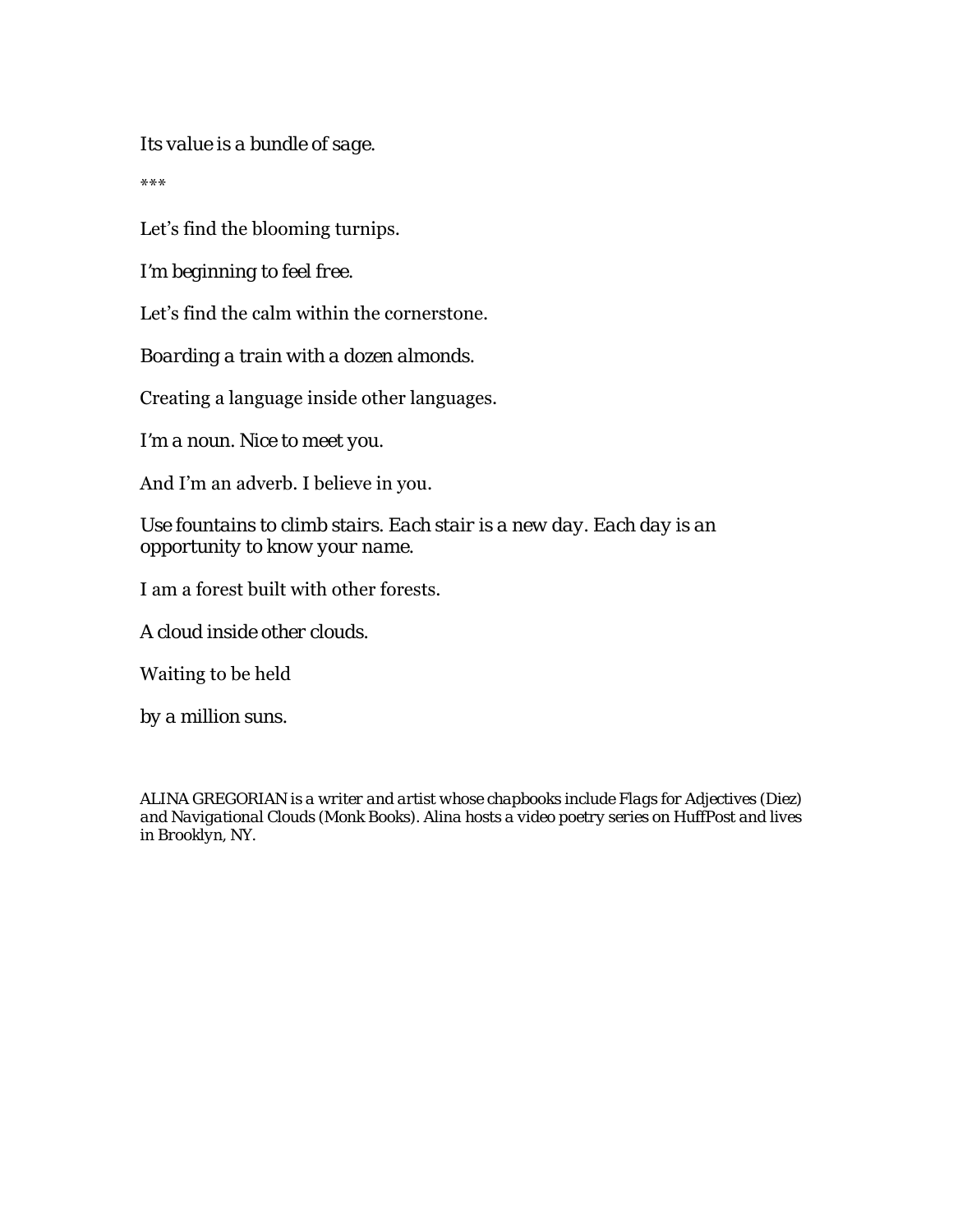Its value is a bundle of sage.

***

Let's find the blooming turnips.

I'm beginning to feel free.

Let's find the calm within the cornerstone.

Boarding a train with a dozen almonds.

Creating a language inside other languages.

I'm a noun. Nice to meet you.

And I'm an adverb. I believe in you.

Use fountains to climb stairs. Each stair is a new day. Each day is an opportunity to know your name.

I am a forest built with other forests.

A cloud inside other clouds.

Waiting to be held

by a million suns.

*ALINA GREGORIAN is a writer and artist whose chapbooks include Flags for Adjectives (Diez) and Navigational Clouds (Monk Books). Alina hosts a video poetry series on HuffPost and lives in Brooklyn, NY.*